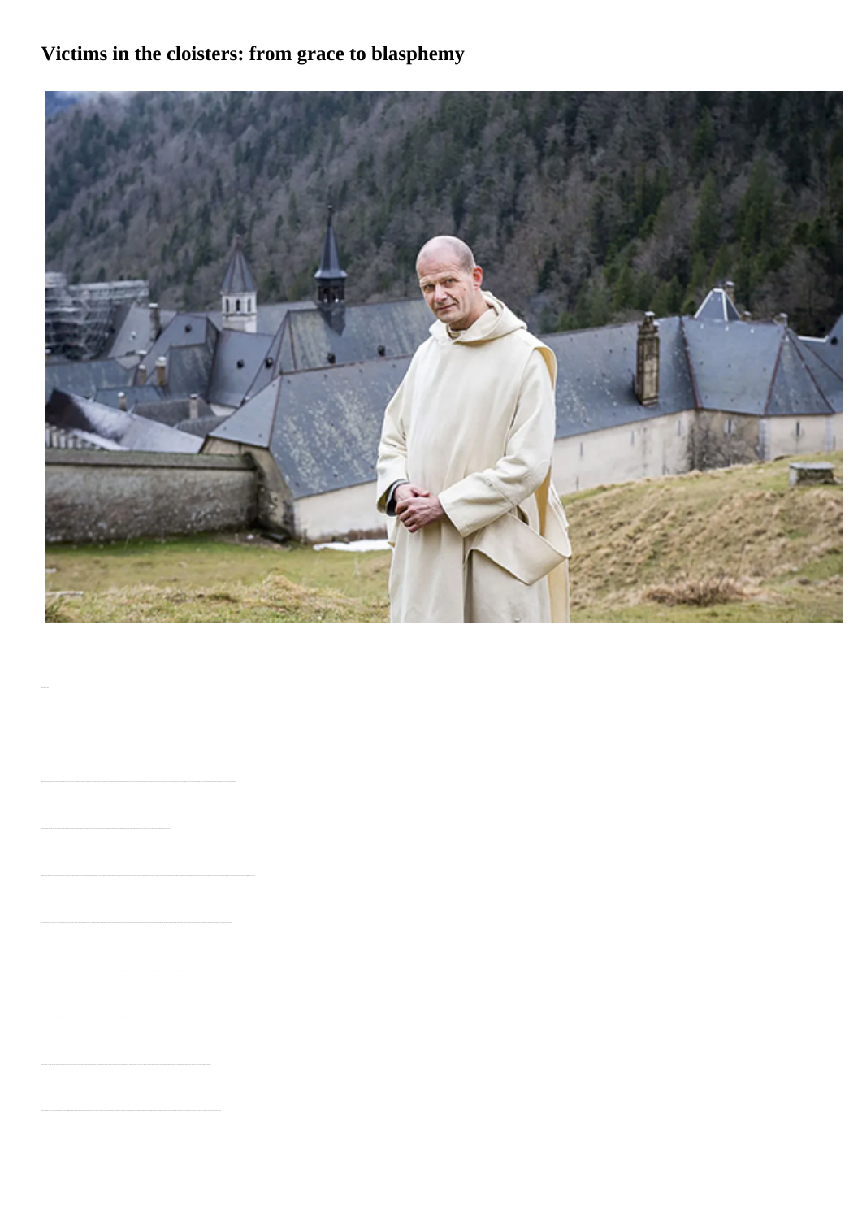# Victims in the cloisters: from grace to blasphemy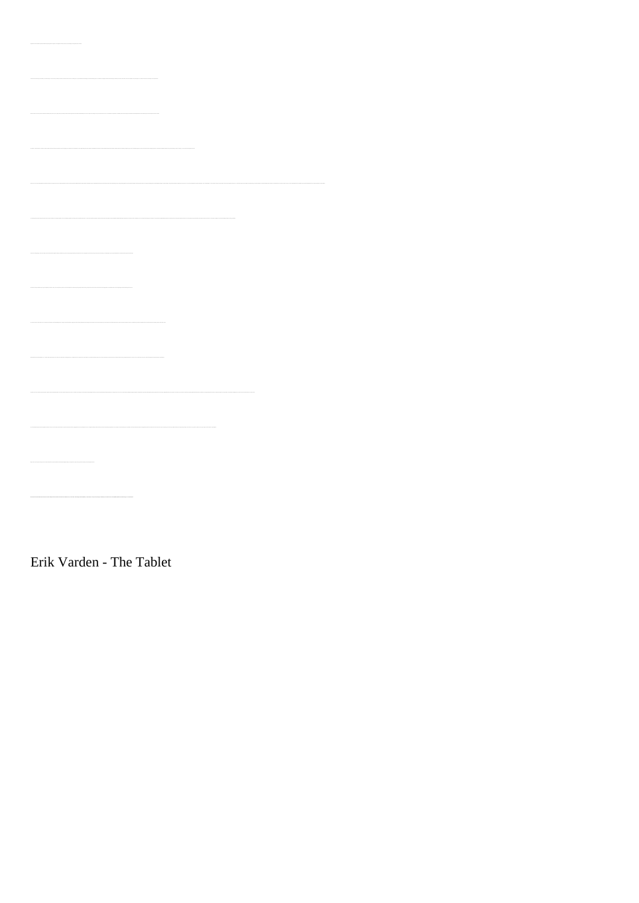Erik Varden - The Tablet